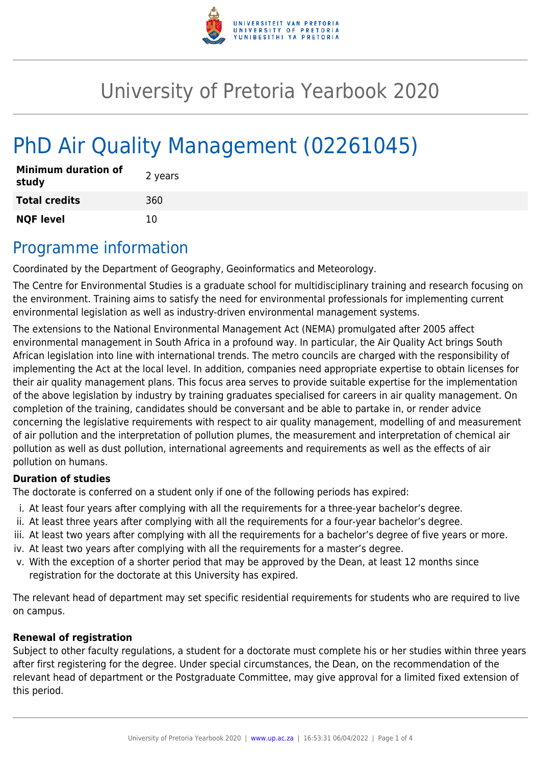# University of Pretoria Yearbook 2020

# PhD Air Quality Management (02261045)

| **Minimum duration of study** | 2 years |
|---|---|
| **Total credits** | 360 |
| **NQF level** | 10 |

## Programme information

Coordinated by the Department of Geography, Geoinformatics and Meteorology.

The Centre for Environmental Studies is a graduate school for multidisciplinary training and research focusing on the environment. Training aims to satisfy the need for environmental professionals for implementing current environmental legislation as well as industry-driven environmental management systems.

The extensions to the National Environmental Management Act (NEMA) promulgated after 2005 affect environmental management in South Africa in a profound way. In particular, the Air Quality Act brings South African legislation into line with international trends. The metro councils are charged with the responsibility of implementing the Act at the local level. In addition, companies need appropriate expertise to obtain licenses for their air quality management plans. This focus area serves to provide suitable expertise for the implementation of the above legislation by industry by training graduates specialised for careers in air quality management. On completion of the training, candidates should be conversant and be able to partake in, or render advice concerning the legislative requirements with respect to air quality management, modelling of and measurement of air pollution and the interpretation of pollution plumes, the measurement and interpretation of chemical air pollution as well as dust pollution, international agreements and requirements as well as the effects of air pollution on humans.

**Duration of studies**

The doctorate is conferred on a student only if one of the following periods has expired:

i. At least four years after complying with all the requirements for a three-year bachelor's degree.
ii. At least three years after complying with all the requirements for a four-year bachelor's degree.
iii. At least two years after complying with all the requirements for a bachelor's degree of five years or more.
iv. At least two years after complying with all the requirements for a master's degree.
v. With the exception of a shorter period that may be approved by the Dean, at least 12 months since registration for the doctorate at this University has expired.

The relevant head of department may set specific residential requirements for students who are required to live on campus.

**Renewal of registration**

Subject to other faculty regulations, a student for a doctorate must complete his or her studies within three years after first registering for the degree. Under special circumstances, the Dean, on the recommendation of the relevant head of department or the Postgraduate Committee, may give approval for a limited fixed extension of this period.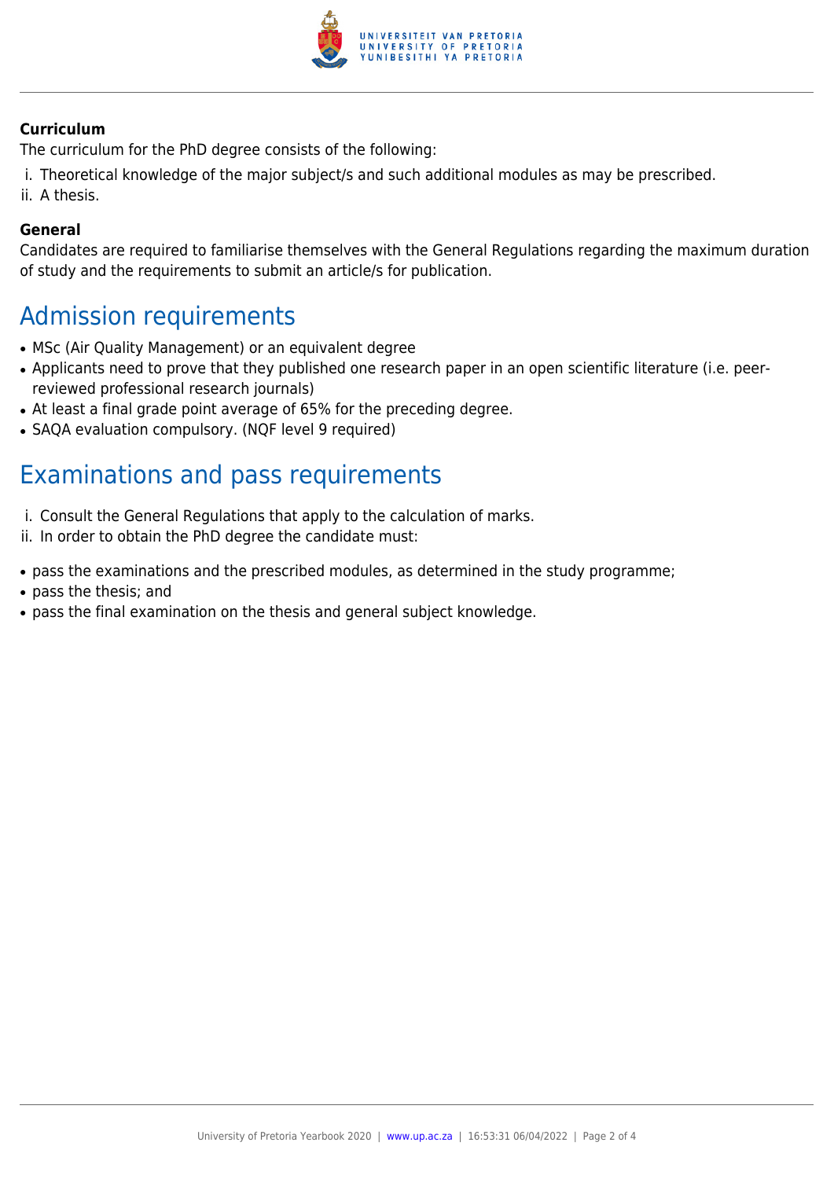### Curriculum

The curriculum for the PhD degree consists of the following:

i. Theoretical knowledge of the major subject/s and such additional modules as may be prescribed.
ii. A thesis.

### General

Candidates are required to familiarise themselves with the General Regulations regarding the maximum duration of study and the requirements to submit an article/s for publication.

## Admission requirements

- MSc (Air Quality Management) or an equivalent degree
- Applicants need to prove that they published one research paper in an open scientific literature (i.e. peer-reviewed professional research journals)
- At least a final grade point average of 65% for the preceding degree.
- SAQA evaluation compulsory. (NQF level 9 required)

## Examinations and pass requirements

i. Consult the General Regulations that apply to the calculation of marks.
ii. In order to obtain the PhD degree the candidate must:

- pass the examinations and the prescribed modules, as determined in the study programme;
- pass the thesis; and
- pass the final examination on the thesis and general subject knowledge.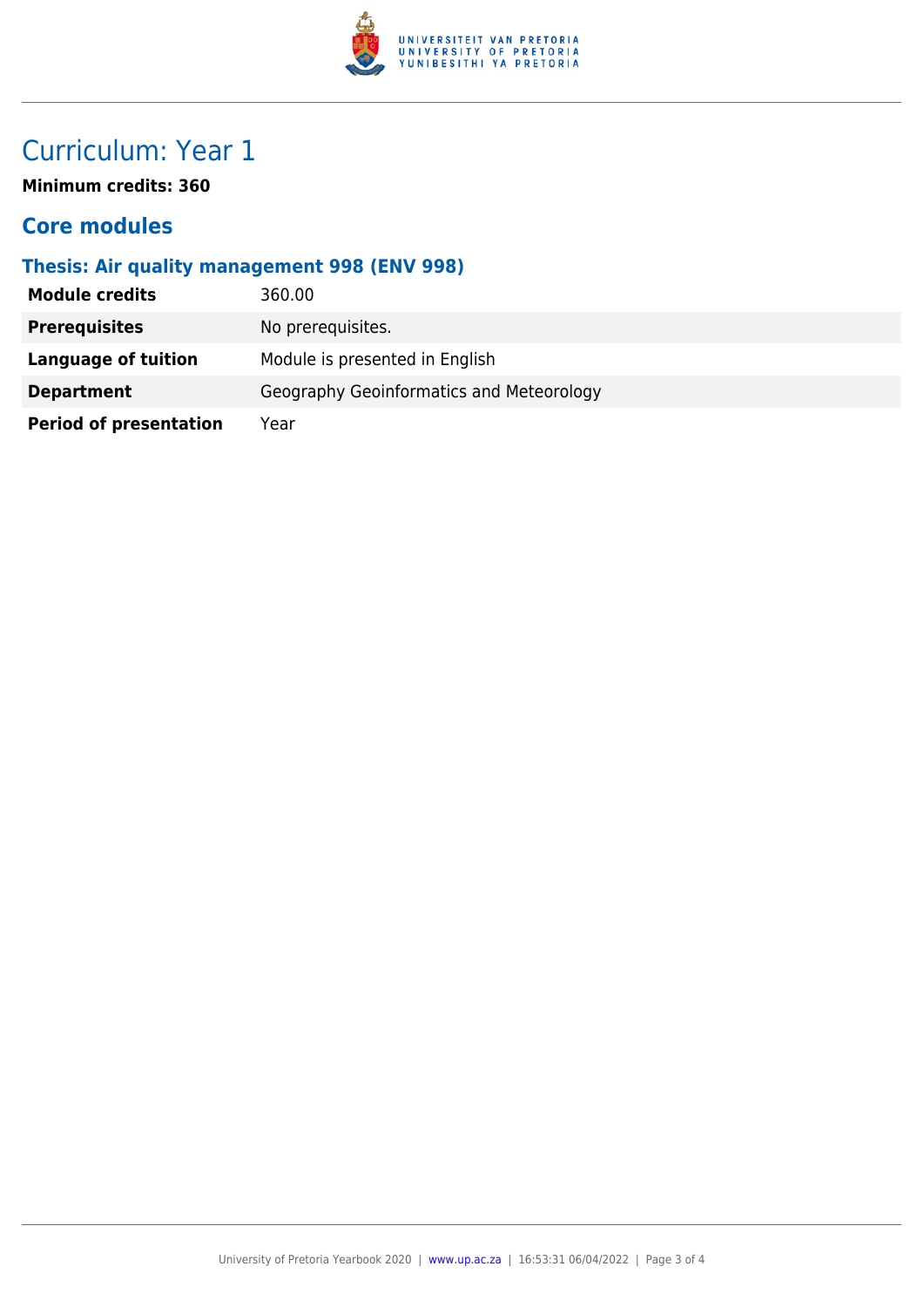# Curriculum: Year 1

**Minimum credits: 360**

## Core modules

### Thesis: Air quality management 998 (ENV 998)

| | |
|---|---|
| **Module credits** | 360.00 |
| **Prerequisites** | No prerequisites. |
| **Language of tuition** | Module is presented in English |
| **Department** | Geography Geoinformatics and Meteorology |
| **Period of presentation** | Year |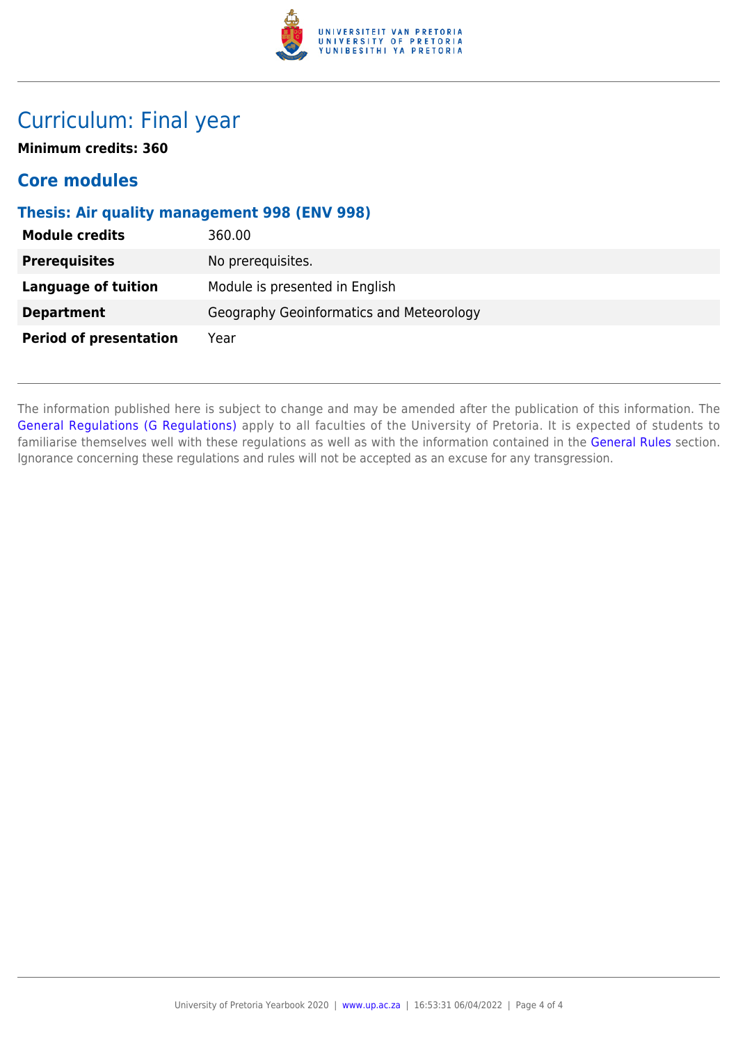# Curriculum: Final year

**Minimum credits: 360**

## Core modules

### Thesis: Air quality management 998 (ENV 998)

| | |
|---|---|
| **Module credits** | 360.00 |
| **Prerequisites** | No prerequisites. |
| **Language of tuition** | Module is presented in English |
| **Department** | Geography Geoinformatics and Meteorology |
| **Period of presentation** | Year |

The information published here is subject to change and may be amended after the publication of this information. The General Regulations (G Regulations) apply to all faculties of the University of Pretoria. It is expected of students to familiarise themselves well with these regulations as well as with the information contained in the General Rules section. Ignorance concerning these regulations and rules will not be accepted as an excuse for any transgression.